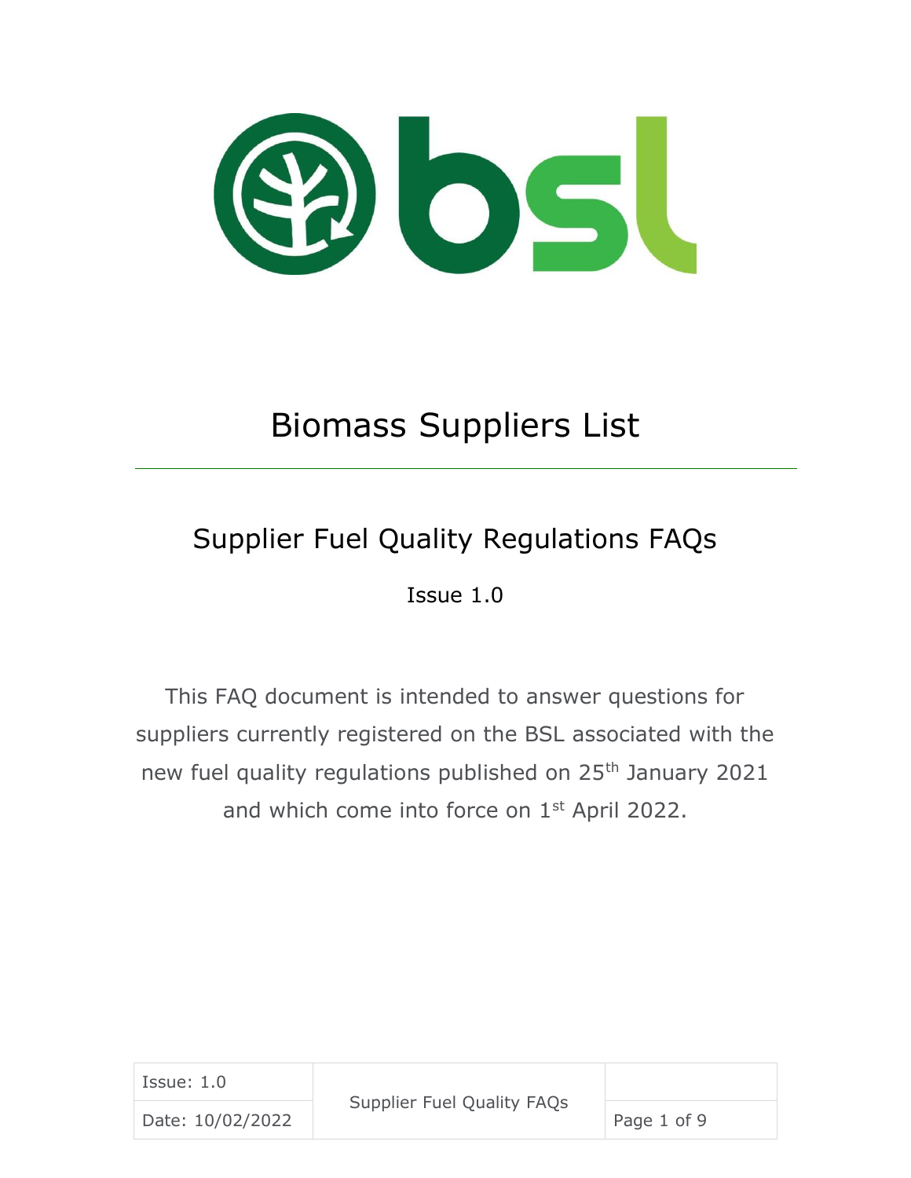# Biomass Suppliers List

## Supplier Fuel Quality Regulations FAQs

Issue 1.0

This FAQ document is intended to answer questions for suppliers currently registered on the BSL associated with the new fuel quality regulations published on 25th January 2021 and which come into force on 1st April 2022.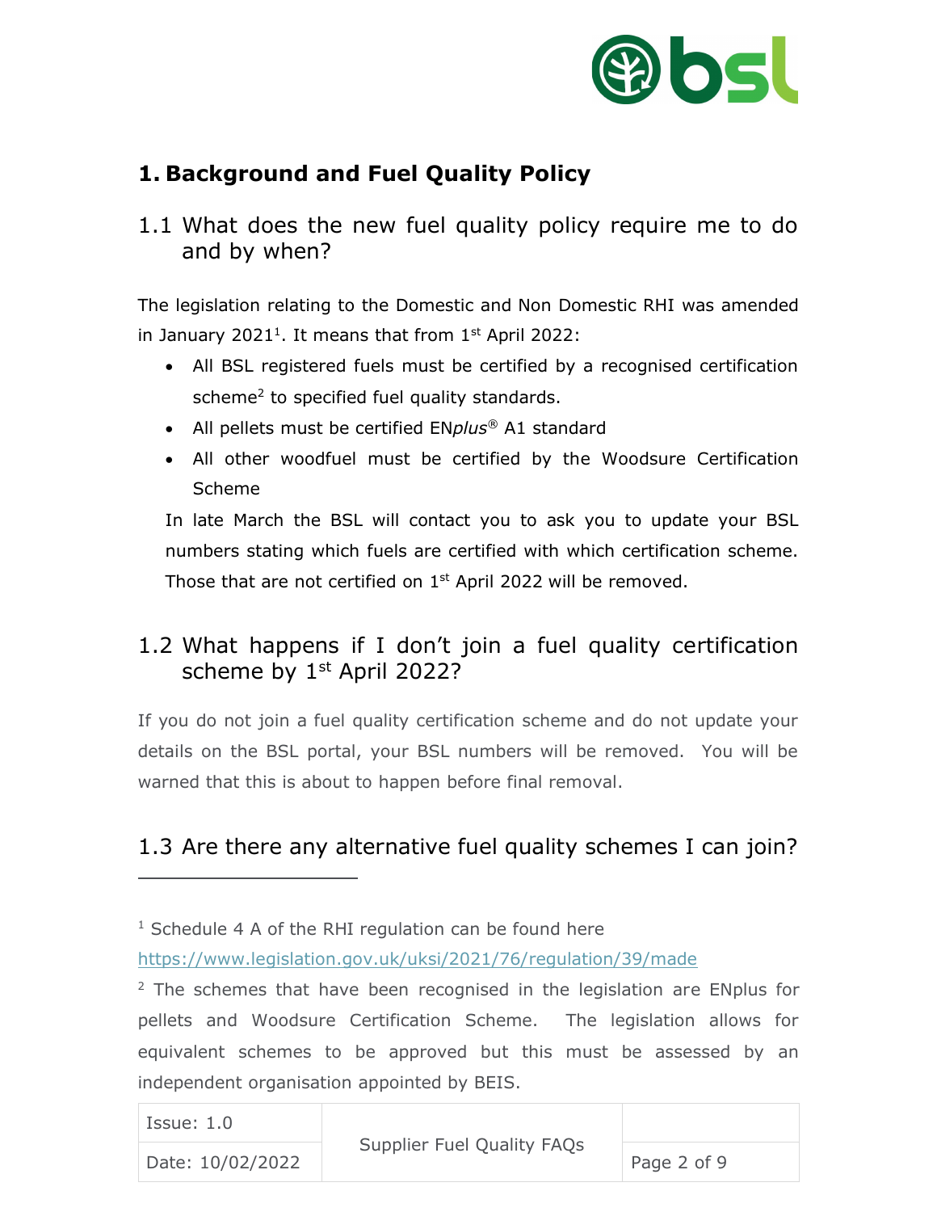# 1. Background and Fuel Quality Policy

## 1.1 What does the new fuel quality policy require me to do and by when?

The legislation relating to the Domestic and Non Domestic RHI was amended in January 2021[1]. It means that from 1st April 2022:

- All BSL registered fuels must be certified by a recognised certification scheme[2] to specified fuel quality standards.
- All pellets must be certified EN*plus*® A1 standard
- All other woodfuel must be certified by the Woodsure Certification Scheme

In late March the BSL will contact you to ask you to update your BSL numbers stating which fuels are certified with which certification scheme. Those that are not certified on 1st April 2022 will be removed.

## 1.2 What happens if I don't join a fuel quality certification scheme by 1st April 2022?

If you do not join a fuel quality certification scheme and do not update your details on the BSL portal, your BSL numbers will be removed. You will be warned that this is about to happen before final removal.

## 1.3 Are there any alternative fuel quality schemes I can join?

---

[1] Schedule 4 A of the RHI regulation can be found here https://www.legislation.gov.uk/uksi/2021/76/regulation/39/made

[2] The schemes that have been recognised in the legislation are ENplus for pellets and Woodsure Certification Scheme. The legislation allows for equivalent schemes to be approved but this must be assessed by an independent organisation appointed by BEIS.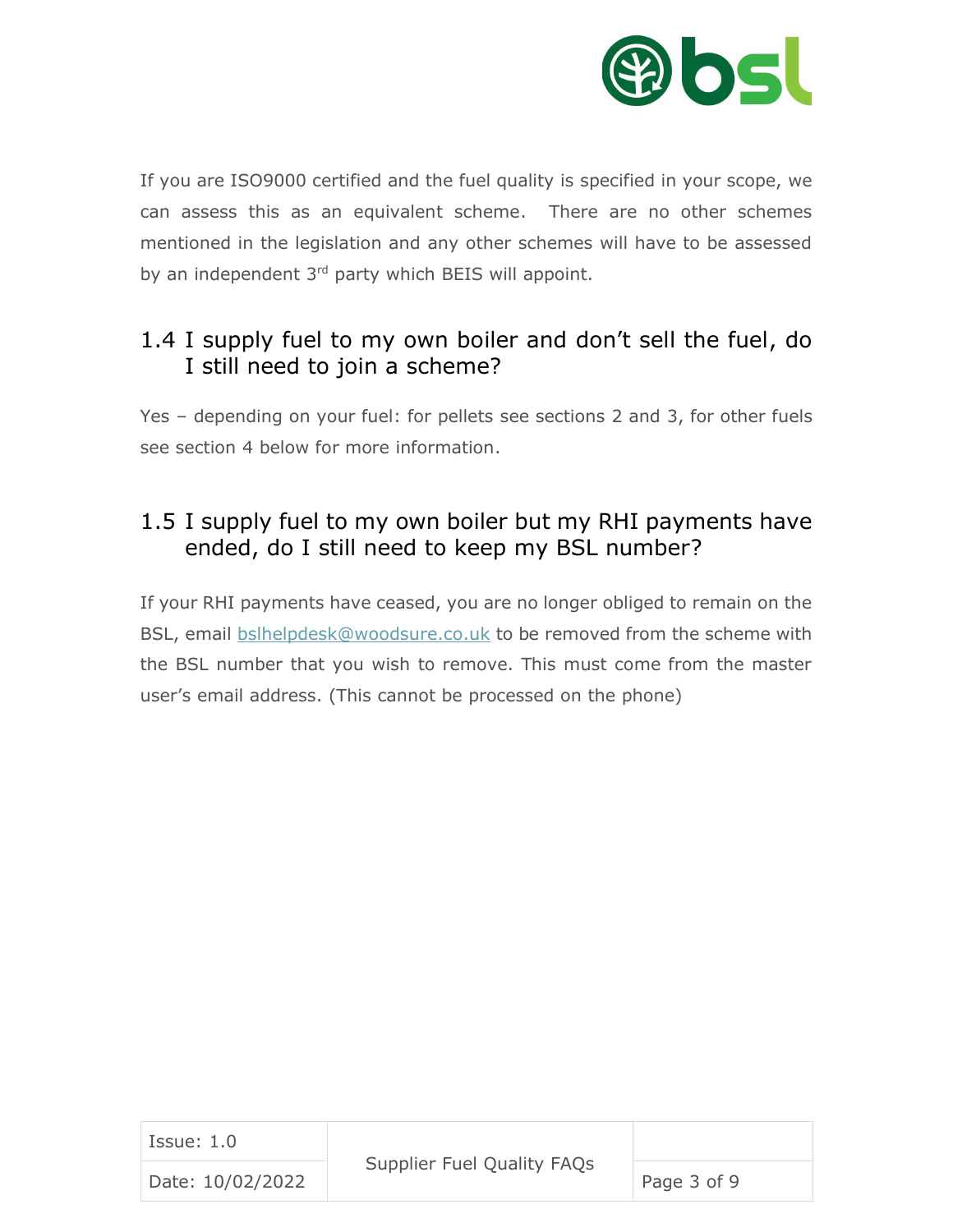If you are ISO9000 certified and the fuel quality is specified in your scope, we can assess this as an equivalent scheme. There are no other schemes mentioned in the legislation and any other schemes will have to be assessed by an independent 3rd party which BEIS will appoint.

## 1.4 I supply fuel to my own boiler and don't sell the fuel, do I still need to join a scheme?

Yes – depending on your fuel: for pellets see sections 2 and 3, for other fuels see section 4 below for more information.

## 1.5 I supply fuel to my own boiler but my RHI payments have ended, do I still need to keep my BSL number?

If your RHI payments have ceased, you are no longer obliged to remain on the BSL, email bslhelpdesk@woodsure.co.uk to be removed from the scheme with the BSL number that you wish to remove. This must come from the master user's email address. (This cannot be processed on the phone)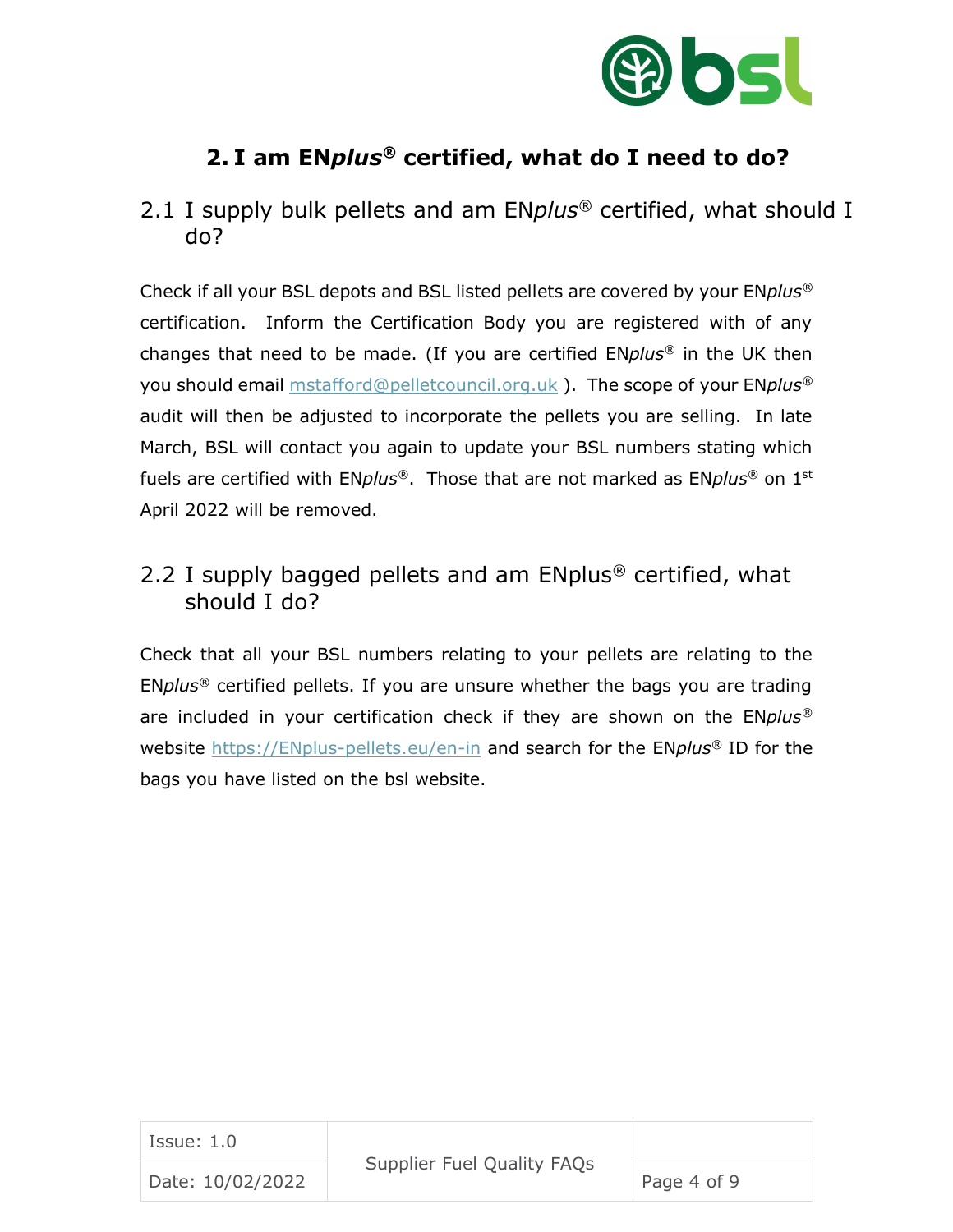## 2. I am EN*plus*® certified, what do I need to do?

### 2.1 I supply bulk pellets and am EN*plus*® certified, what should I do?

Check if all your BSL depots and BSL listed pellets are covered by your EN*plus*® certification. Inform the Certification Body you are registered with of any changes that need to be made. (If you are certified EN*plus*® in the UK then you should email mstafford@pelletcouncil.org.uk ). The scope of your EN*plus*® audit will then be adjusted to incorporate the pellets you are selling. In late March, BSL will contact you again to update your BSL numbers stating which fuels are certified with EN*plus*®. Those that are not marked as EN*plus*® on 1st April 2022 will be removed.

### 2.2 I supply bagged pellets and am ENplus® certified, what should I do?

Check that all your BSL numbers relating to your pellets are relating to the EN*plus*® certified pellets. If you are unsure whether the bags you are trading are included in your certification check if they are shown on the EN*plus*® website https://ENplus-pellets.eu/en-in and search for the EN*plus*® ID for the bags you have listed on the bsl website.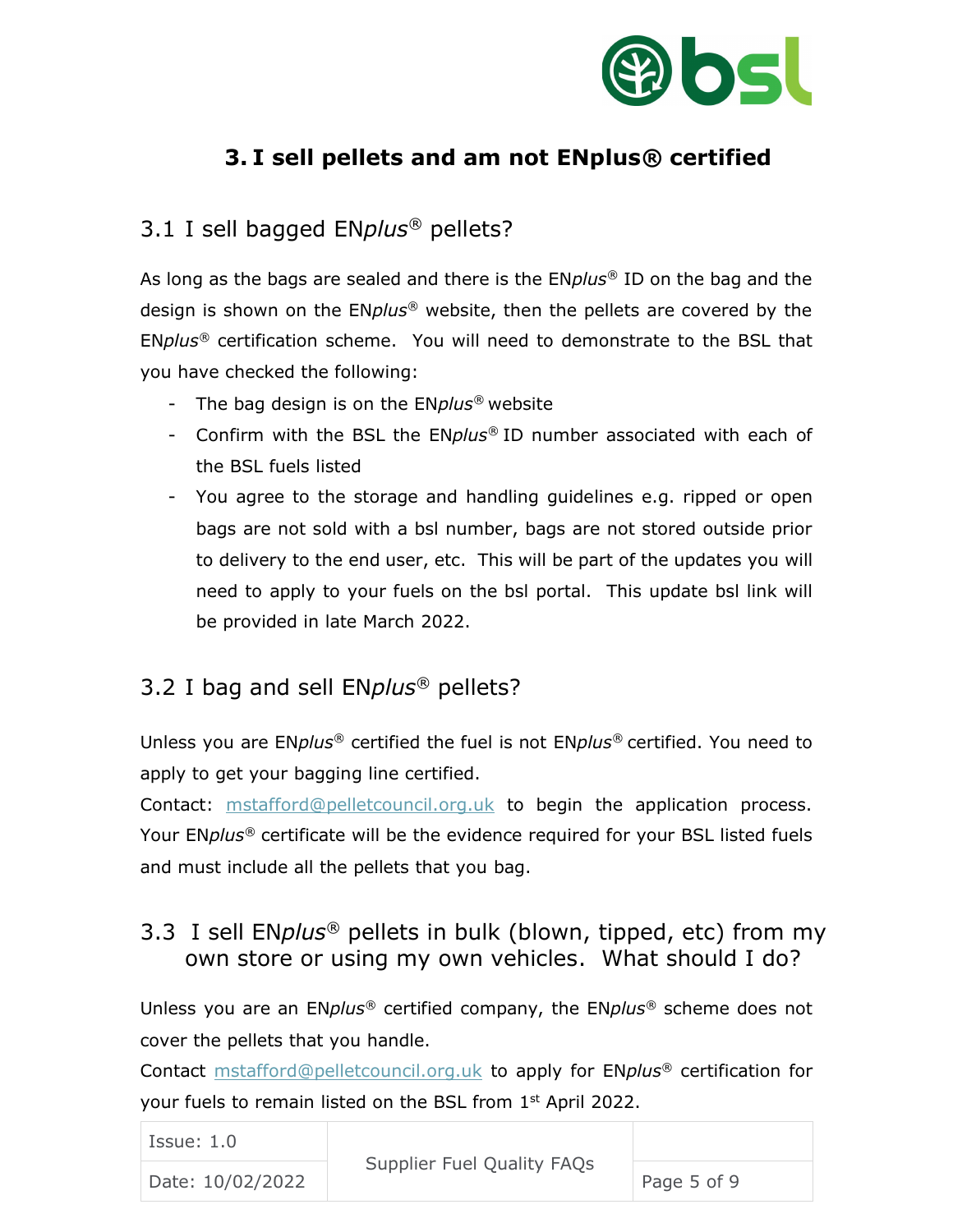## 3. I sell pellets and am not ENplus® certified

### 3.1 I sell bagged EN*plus*® pellets?

As long as the bags are sealed and there is the EN*plus*® ID on the bag and the design is shown on the EN*plus*® website, then the pellets are covered by the EN*plus*® certification scheme. You will need to demonstrate to the BSL that you have checked the following:

- The bag design is on the EN*plus*® website
- Confirm with the BSL the EN*plus*® ID number associated with each of the BSL fuels listed
- You agree to the storage and handling guidelines e.g. ripped or open bags are not sold with a bsl number, bags are not stored outside prior to delivery to the end user, etc. This will be part of the updates you will need to apply to your fuels on the bsl portal. This update bsl link will be provided in late March 2022.

### 3.2 I bag and sell EN*plus*® pellets?

Unless you are EN*plus*® certified the fuel is not EN*plus*® certified. You need to apply to get your bagging line certified.

Contact: mstafford@pelletcouncil.org.uk to begin the application process. Your EN*plus*® certificate will be the evidence required for your BSL listed fuels and must include all the pellets that you bag.

### 3.3 I sell EN*plus*® pellets in bulk (blown, tipped, etc) from my own store or using my own vehicles. What should I do?

Unless you are an EN*plus*® certified company, the EN*plus*® scheme does not cover the pellets that you handle.

Contact mstafford@pelletcouncil.org.uk to apply for EN*plus*® certification for your fuels to remain listed on the BSL from 1st April 2022.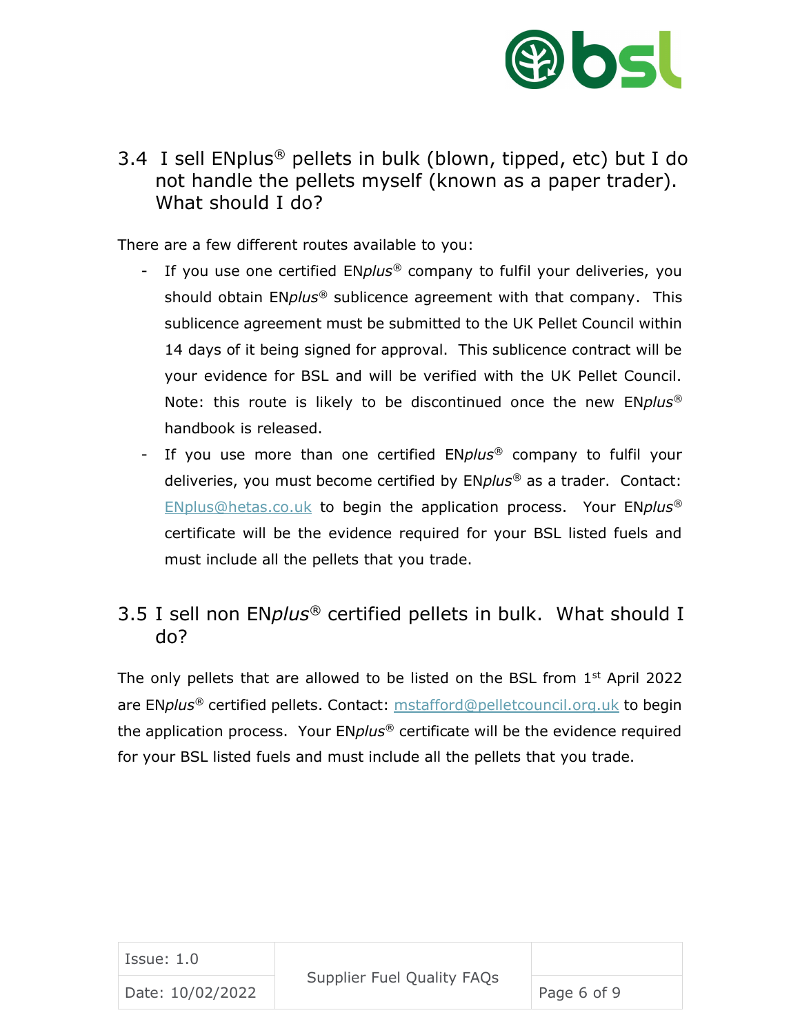## 3.4 I sell ENplus® pellets in bulk (blown, tipped, etc) but I do not handle the pellets myself (known as a paper trader). What should I do?

There are a few different routes available to you:

- If you use one certified EN*plus*® company to fulfil your deliveries, you should obtain EN*plus*® sublicence agreement with that company. This sublicence agreement must be submitted to the UK Pellet Council within 14 days of it being signed for approval. This sublicence contract will be your evidence for BSL and will be verified with the UK Pellet Council. Note: this route is likely to be discontinued once the new EN*plus*® handbook is released.
- If you use more than one certified EN*plus*® company to fulfil your deliveries, you must become certified by EN*plus*® as a trader. Contact: ENplus@hetas.co.uk to begin the application process. Your EN*plus*® certificate will be the evidence required for your BSL listed fuels and must include all the pellets that you trade.

## 3.5 I sell non EN*plus*® certified pellets in bulk. What should I do?

The only pellets that are allowed to be listed on the BSL from 1st April 2022 are EN*plus*® certified pellets. Contact: mstafford@pelletcouncil.org.uk to begin the application process. Your EN*plus*® certificate will be the evidence required for your BSL listed fuels and must include all the pellets that you trade.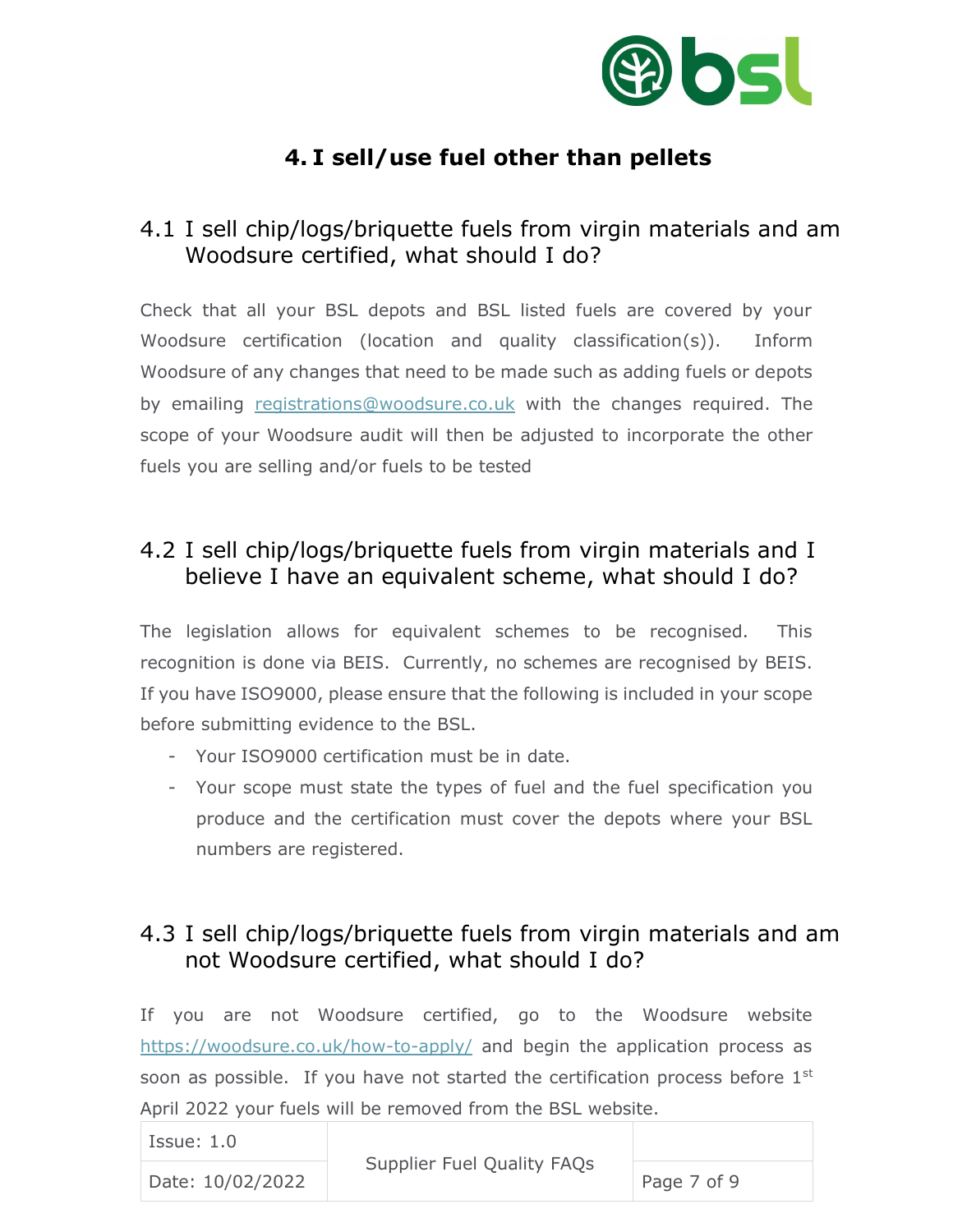# 4. I sell/use fuel other than pellets

## 4.1 I sell chip/logs/briquette fuels from virgin materials and am Woodsure certified, what should I do?

Check that all your BSL depots and BSL listed fuels are covered by your Woodsure certification (location and quality classification(s)). Inform Woodsure of any changes that need to be made such as adding fuels or depots by emailing registrations@woodsure.co.uk with the changes required. The scope of your Woodsure audit will then be adjusted to incorporate the other fuels you are selling and/or fuels to be tested

## 4.2 I sell chip/logs/briquette fuels from virgin materials and I believe I have an equivalent scheme, what should I do?

The legislation allows for equivalent schemes to be recognised. This recognition is done via BEIS. Currently, no schemes are recognised by BEIS. If you have ISO9000, please ensure that the following is included in your scope before submitting evidence to the BSL.

- Your ISO9000 certification must be in date.
- Your scope must state the types of fuel and the fuel specification you produce and the certification must cover the depots where your BSL numbers are registered.

## 4.3 I sell chip/logs/briquette fuels from virgin materials and am not Woodsure certified, what should I do?

If you are not Woodsure certified, go to the Woodsure website https://woodsure.co.uk/how-to-apply/ and begin the application process as soon as possible. If you have not started the certification process before 1st April 2022 your fuels will be removed from the BSL website.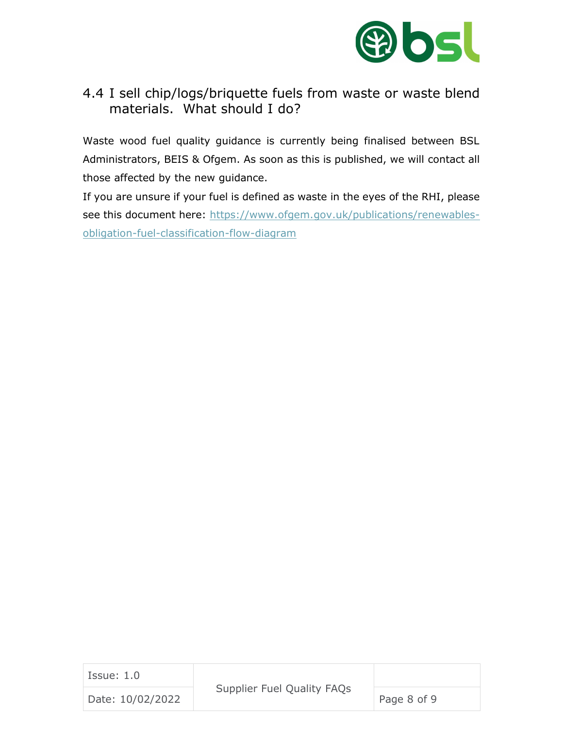## 4.4 I sell chip/logs/briquette fuels from waste or waste blend materials. What should I do?

Waste wood fuel quality guidance is currently being finalised between BSL Administrators, BEIS & Ofgem. As soon as this is published, we will contact all those affected by the new guidance.

If you are unsure if your fuel is defined as waste in the eyes of the RHI, please see this document here: [https://www.ofgem.gov.uk/publications/renewables-obligation-fuel-classification-flow-diagram](https://www.ofgem.gov.uk/publications/renewables-obligation-fuel-classification-flow-diagram)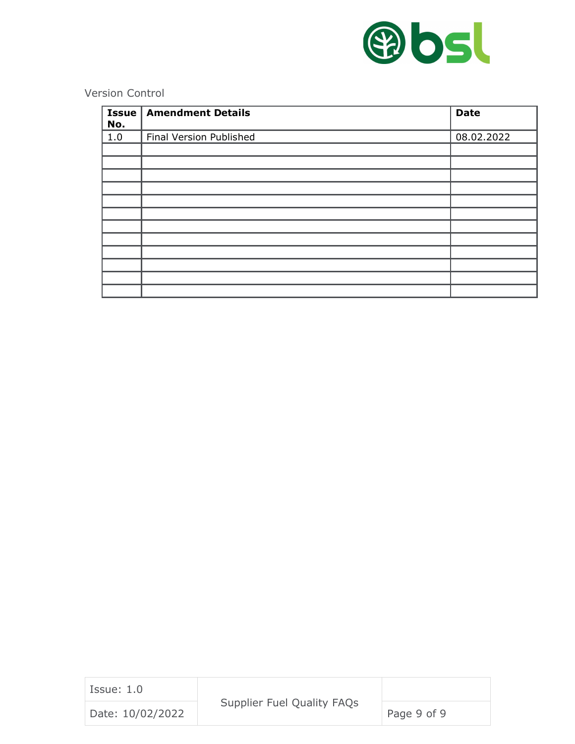Version Control

| Issue No. | Amendment Details | Date |
|---|---|---|
| 1.0 | Final Version Published | 08.02.2022 |
| | | |
| | | |
| | | |
| | | |
| | | |
| | | |
| | | |
| | | |
| | | |
| | | |
| | | |
| | | |